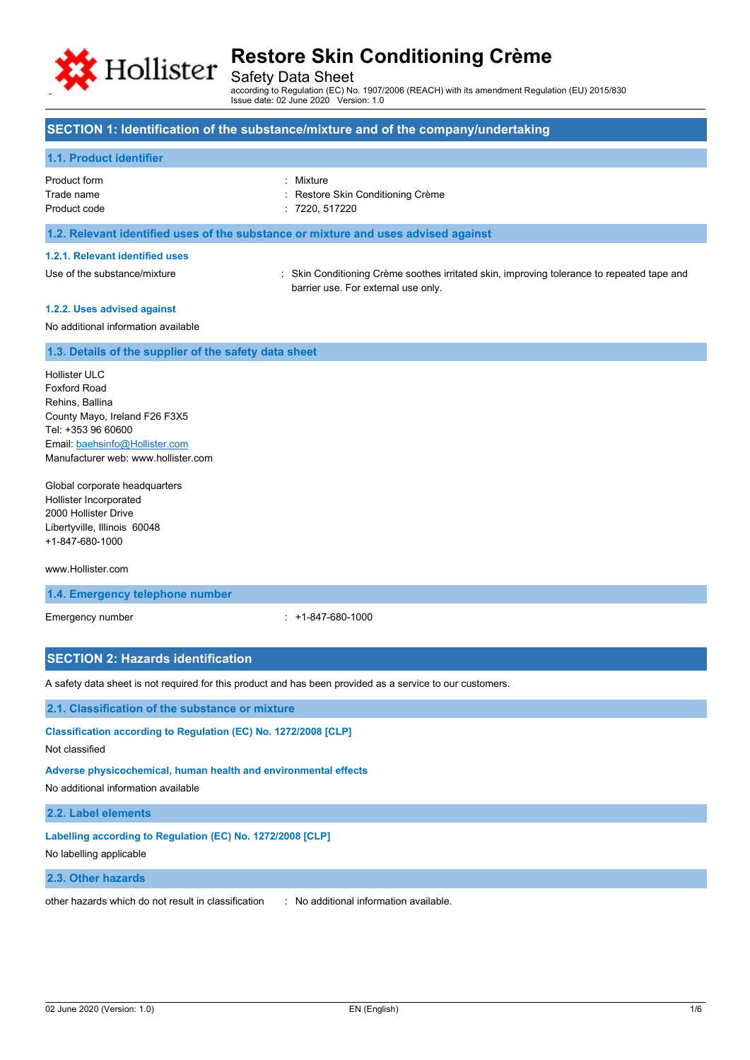# Restore Skin Conditioning Crème

Safety Data Sheet

according to Regulation (EC) No. 1907/2006 (REACH) with its amendment Regulation (EU) 2015/830
Issue date: 02 June 2020 Version: 1.0

## SECTION 1: Identification of the substance/mixture and of the company/undertaking

### 1.1. Product identifier

Product form : Mixture
Trade name : Restore Skin Conditioning Crème
Product code : 7220, 517220

### 1.2. Relevant identified uses of the substance or mixture and uses advised against

#### 1.2.1. Relevant identified uses

Use of the substance/mixture : Skin Conditioning Crème soothes irritated skin, improving tolerance to repeated tape and barrier use. For external use only.

#### 1.2.2. Uses advised against

No additional information available

### 1.3. Details of the supplier of the safety data sheet

Hollister ULC
Foxford Road
Rehins, Ballina
County Mayo, Ireland F26 F3X5
Tel: +353 96 60600
Email: baehsinfo@Hollister.com
Manufacturer web: www.hollister.com

Global corporate headquarters
Hollister Incorporated
2000 Hollister Drive
Libertyville, Illinois 60048
+1-847-680-1000

www.Hollister.com

### 1.4. Emergency telephone number

Emergency number : +1-847-680-1000

## SECTION 2: Hazards identification

A safety data sheet is not required for this product and has been provided as a service to our customers.

### 2.1. Classification of the substance or mixture

#### Classification according to Regulation (EC) No. 1272/2008 [CLP]

Not classified

#### Adverse physicochemical, human health and environmental effects

No additional information available

### 2.2. Label elements

#### Labelling according to Regulation (EC) No. 1272/2008 [CLP]

No labelling applicable

### 2.3. Other hazards

other hazards which do not result in classification : No additional information available.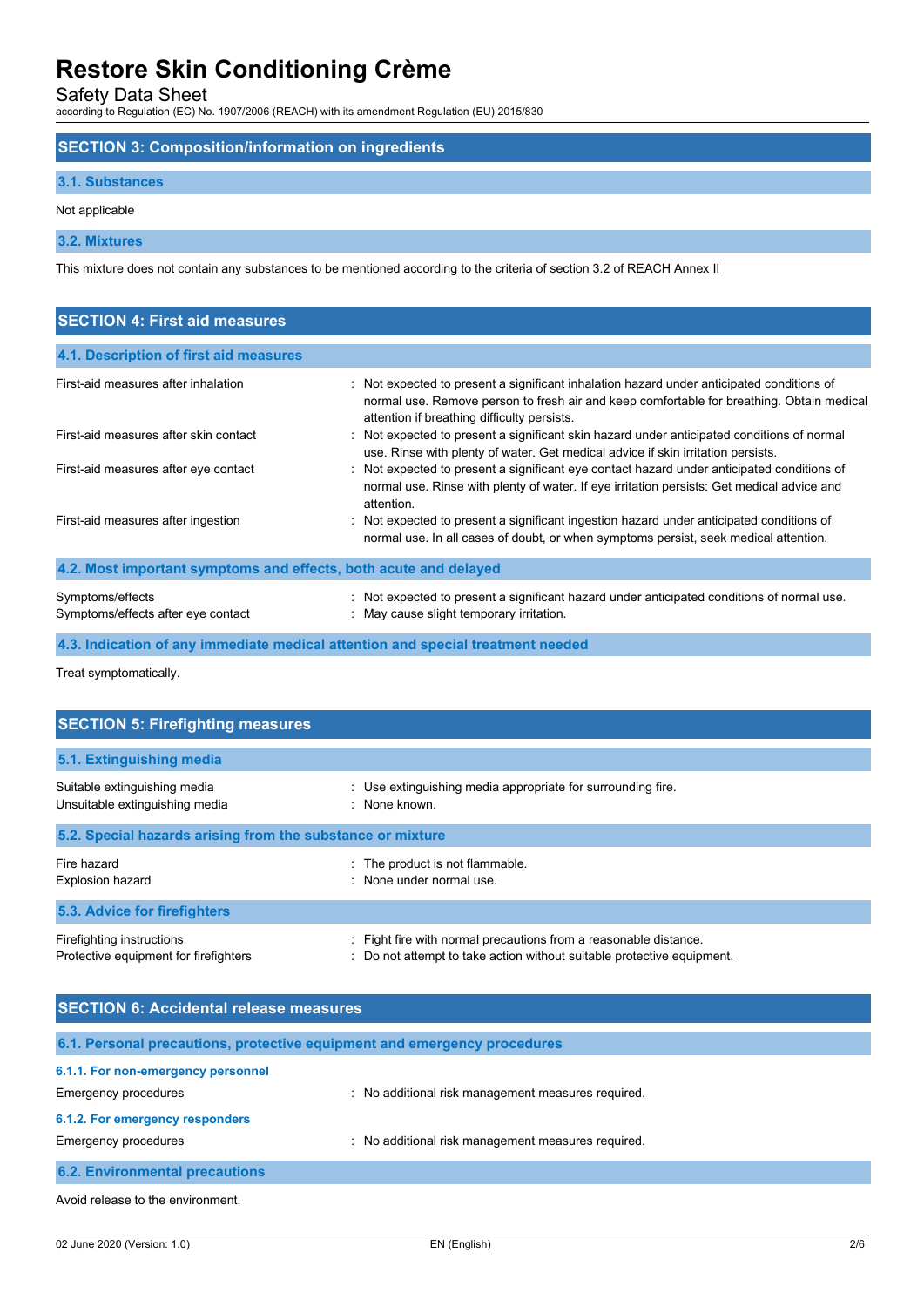# Restore Skin Conditioning Crème

Safety Data Sheet

according to Regulation (EC) No. 1907/2006 (REACH) with its amendment Regulation (EU) 2015/830

## SECTION 3: Composition/information on ingredients

### 3.1. Substances

Not applicable

### 3.2. Mixtures

This mixture does not contain any substances to be mentioned according to the criteria of section 3.2 of REACH Annex II

## SECTION 4: First aid measures

### 4.1. Description of first aid measures

| | |
|---|---|
| First-aid measures after inhalation | : Not expected to present a significant inhalation hazard under anticipated conditions of normal use. Remove person to fresh air and keep comfortable for breathing. Obtain medical attention if breathing difficulty persists. |
| First-aid measures after skin contact | : Not expected to present a significant skin hazard under anticipated conditions of normal use. Rinse with plenty of water. Get medical advice if skin irritation persists. |
| First-aid measures after eye contact | : Not expected to present a significant eye contact hazard under anticipated conditions of normal use. Rinse with plenty of water. If eye irritation persists: Get medical advice and attention. |
| First-aid measures after ingestion | : Not expected to present a significant ingestion hazard under anticipated conditions of normal use. In all cases of doubt, or when symptoms persist, seek medical attention. |

### 4.2. Most important symptoms and effects, both acute and delayed

| | |
|---|---|
| Symptoms/effects | : Not expected to present a significant hazard under anticipated conditions of normal use. |
| Symptoms/effects after eye contact | : May cause slight temporary irritation. |

### 4.3. Indication of any immediate medical attention and special treatment needed

Treat symptomatically.

## SECTION 5: Firefighting measures

### 5.1. Extinguishing media

| | |
|---|---|
| Suitable extinguishing media | : Use extinguishing media appropriate for surrounding fire. |
| Unsuitable extinguishing media | : None known. |

### 5.2. Special hazards arising from the substance or mixture

| | |
|---|---|
| Fire hazard | : The product is not flammable. |
| Explosion hazard | : None under normal use. |

### 5.3. Advice for firefighters

| | |
|---|---|
| Firefighting instructions | : Fight fire with normal precautions from a reasonable distance. |
| Protective equipment for firefighters | : Do not attempt to take action without suitable protective equipment. |

## SECTION 6: Accidental release measures

### 6.1. Personal precautions, protective equipment and emergency procedures

#### 6.1.1. For non-emergency personnel

| | |
|---|---|
| Emergency procedures | : No additional risk management measures required. |

#### 6.1.2. For emergency responders

| | |
|---|---|
| Emergency procedures | : No additional risk management measures required. |

### 6.2. Environmental precautions

Avoid release to the environment.

02 June 2020 (Version: 1.0) EN (English)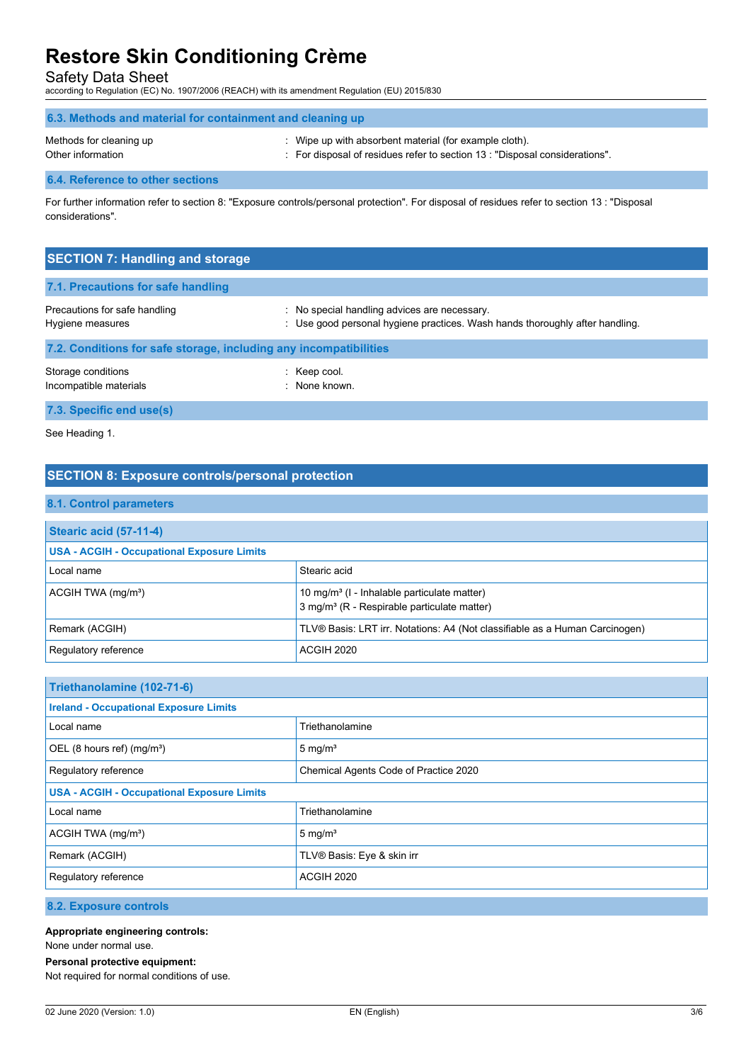### 6.3. Methods and material for containment and cleaning up

Methods for cleaning up : Wipe up with absorbent material (for example cloth).

Other information : For disposal of residues refer to section 13 : "Disposal considerations".

### 6.4. Reference to other sections

For further information refer to section 8: "Exposure controls/personal protection". For disposal of residues refer to section 13 : "Disposal considerations".

## SECTION 7: Handling and storage

### 7.1. Precautions for safe handling

Precautions for safe handling : No special handling advices are necessary.

Hygiene measures : Use good personal hygiene practices. Wash hands thoroughly after handling.

### 7.2. Conditions for safe storage, including any incompatibilities

Storage conditions : Keep cool.

Incompatible materials : None known.

### 7.3. Specific end use(s)

See Heading 1.

## SECTION 8: Exposure controls/personal protection

### 8.1. Control parameters

| Stearic acid (57-11-4) | |
|---|---|
| **USA - ACGIH - Occupational Exposure Limits** | |
| Local name | Stearic acid |
| ACGIH TWA (mg/m³) | 10 mg/m³ (I - Inhalable particulate matter)<br>3 mg/m³ (R - Respirable particulate matter) |
| Remark (ACGIH) | TLV® Basis: LRT irr. Notations: A4 (Not classifiable as a Human Carcinogen) |
| Regulatory reference | ACGIH 2020 |

| Triethanolamine (102-71-6) | |
|---|---|
| **Ireland - Occupational Exposure Limits** | |
| Local name | Triethanolamine |
| OEL (8 hours ref) (mg/m³) | 5 mg/m³ |
| Regulatory reference | Chemical Agents Code of Practice 2020 |
| **USA - ACGIH - Occupational Exposure Limits** | |
| Local name | Triethanolamine |
| ACGIH TWA (mg/m³) | 5 mg/m³ |
| Remark (ACGIH) | TLV® Basis: Eye & skin irr |
| Regulatory reference | ACGIH 2020 |

### 8.2. Exposure controls

**Appropriate engineering controls:**

None under normal use.

**Personal protective equipment:**

Not required for normal conditions of use.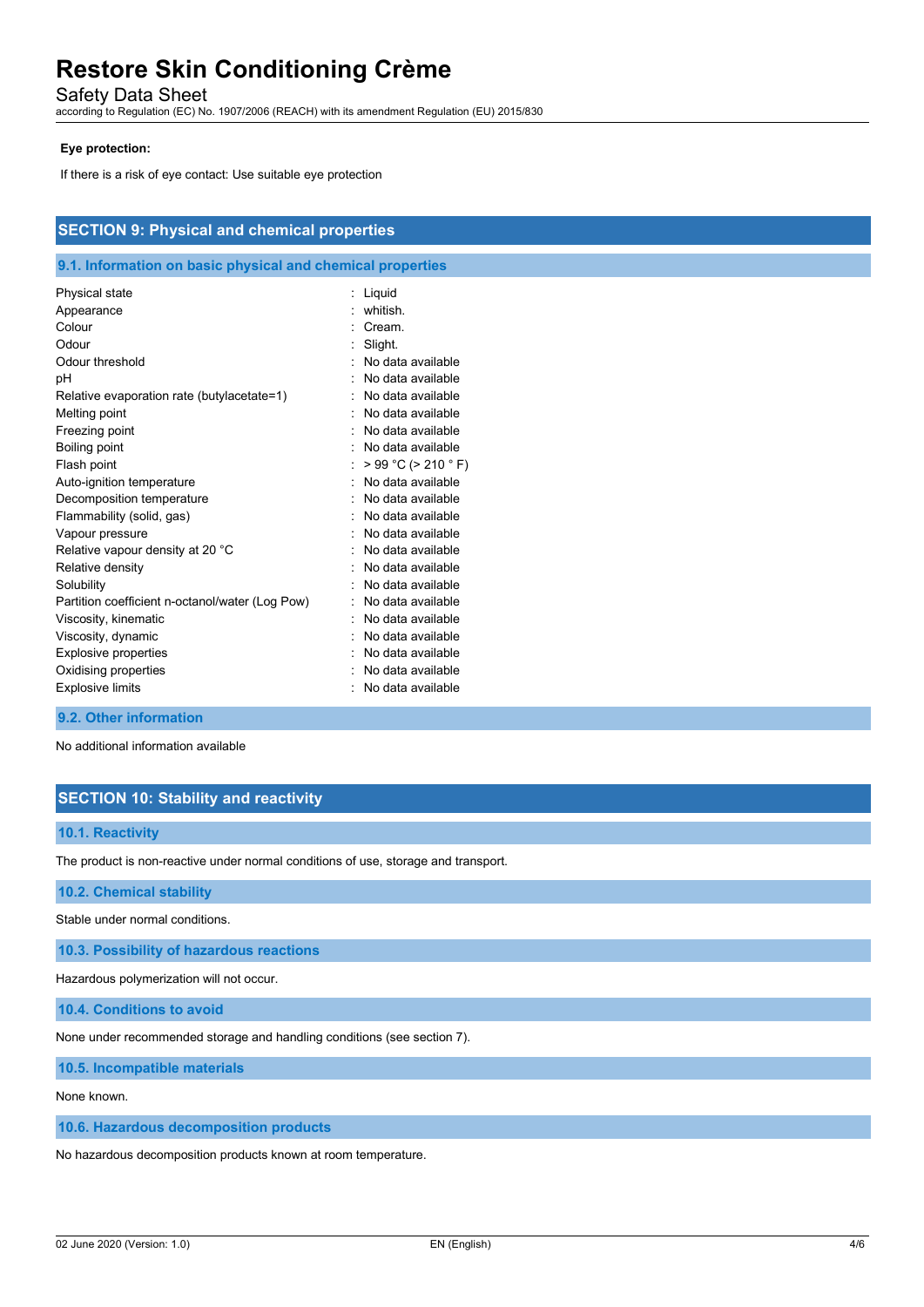**Eye protection:**

If there is a risk of eye contact: Use suitable eye protection

## SECTION 9: Physical and chemical properties

### 9.1. Information on basic physical and chemical properties

| Property | Value |
|---|---|
| Physical state | : Liquid |
| Appearance | : whitish. |
| Colour | : Cream. |
| Odour | : Slight. |
| Odour threshold | : No data available |
| pH | : No data available |
| Relative evaporation rate (butylacetate=1) | : No data available |
| Melting point | : No data available |
| Freezing point | : No data available |
| Boiling point | : No data available |
| Flash point | : > 99 °C (> 210 ° F) |
| Auto-ignition temperature | : No data available |
| Decomposition temperature | : No data available |
| Flammability (solid, gas) | : No data available |
| Vapour pressure | : No data available |
| Relative vapour density at 20 °C | : No data available |
| Relative density | : No data available |
| Solubility | : No data available |
| Partition coefficient n-octanol/water (Log Pow) | : No data available |
| Viscosity, kinematic | : No data available |
| Viscosity, dynamic | : No data available |
| Explosive properties | : No data available |
| Oxidising properties | : No data available |
| Explosive limits | : No data available |

### 9.2. Other information

No additional information available

## SECTION 10: Stability and reactivity

### 10.1. Reactivity

The product is non-reactive under normal conditions of use, storage and transport.

### 10.2. Chemical stability

Stable under normal conditions.

### 10.3. Possibility of hazardous reactions

Hazardous polymerization will not occur.

### 10.4. Conditions to avoid

None under recommended storage and handling conditions (see section 7).

### 10.5. Incompatible materials

None known.

### 10.6. Hazardous decomposition products

No hazardous decomposition products known at room temperature.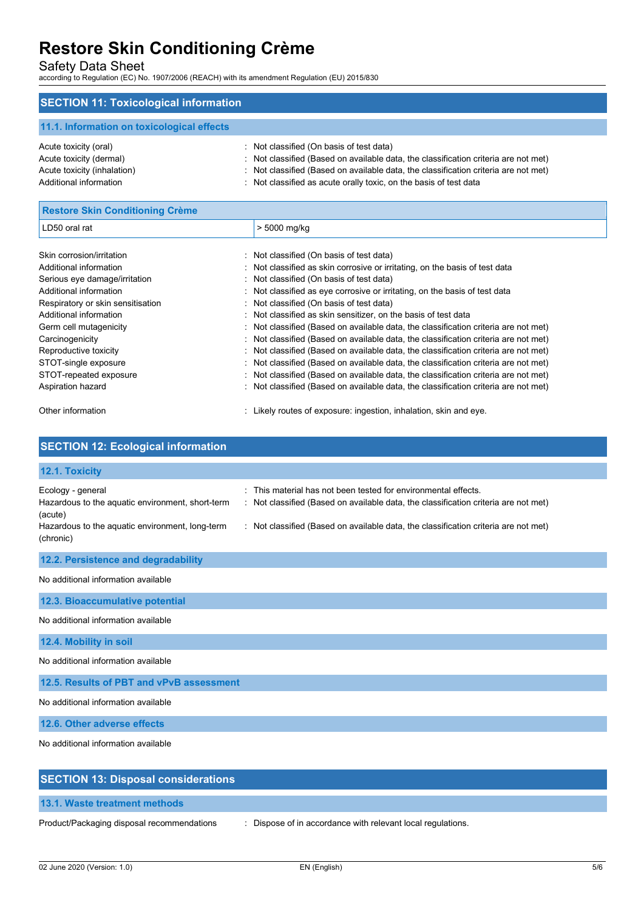## SECTION 11: Toxicological information

### 11.1. Information on toxicological effects

| | |
|---|---|
| Acute toxicity (oral) | : Not classified (On basis of test data) |
| Acute toxicity (dermal) | : Not classified (Based on available data, the classification criteria are not met) |
| Acute toxicity (inhalation) | : Not classified (Based on available data, the classification criteria are not met) |
| Additional information | : Not classified as acute orally toxic, on the basis of test data |

| Restore Skin Conditioning Crème | |
|---|---|
| LD50 oral rat | > 5000 mg/kg |

| | |
|---|---|
| Skin corrosion/irritation | : Not classified (On basis of test data) |
| Additional information | : Not classified as skin corrosive or irritating, on the basis of test data |
| Serious eye damage/irritation | : Not classified (On basis of test data) |
| Additional information | : Not classified as eye corrosive or irritating, on the basis of test data |
| Respiratory or skin sensitisation | : Not classified (On basis of test data) |
| Additional information | : Not classified as skin sensitizer, on the basis of test data |
| Germ cell mutagenicity | : Not classified (Based on available data, the classification criteria are not met) |
| Carcinogenicity | : Not classified (Based on available data, the classification criteria are not met) |
| Reproductive toxicity | : Not classified (Based on available data, the classification criteria are not met) |
| STOT-single exposure | : Not classified (Based on available data, the classification criteria are not met) |
| STOT-repeated exposure | : Not classified (Based on available data, the classification criteria are not met) |
| Aspiration hazard | : Not classified (Based on available data, the classification criteria are not met) |
| Other information | : Likely routes of exposure: ingestion, inhalation, skin and eye. |

## SECTION 12: Ecological information

### 12.1. Toxicity

| | |
|---|---|
| Ecology - general | : This material has not been tested for environmental effects. |
| Hazardous to the aquatic environment, short-term (acute) | : Not classified (Based on available data, the classification criteria are not met) |
| Hazardous to the aquatic environment, long-term (chronic) | : Not classified (Based on available data, the classification criteria are not met) |

### 12.2. Persistence and degradability

No additional information available

### 12.3. Bioaccumulative potential

No additional information available

### 12.4. Mobility in soil

No additional information available

### 12.5. Results of PBT and vPvB assessment

No additional information available

### 12.6. Other adverse effects

No additional information available

## SECTION 13: Disposal considerations

### 13.1. Waste treatment methods

| | |
|---|---|
| Product/Packaging disposal recommendations | : Dispose of in accordance with relevant local regulations. |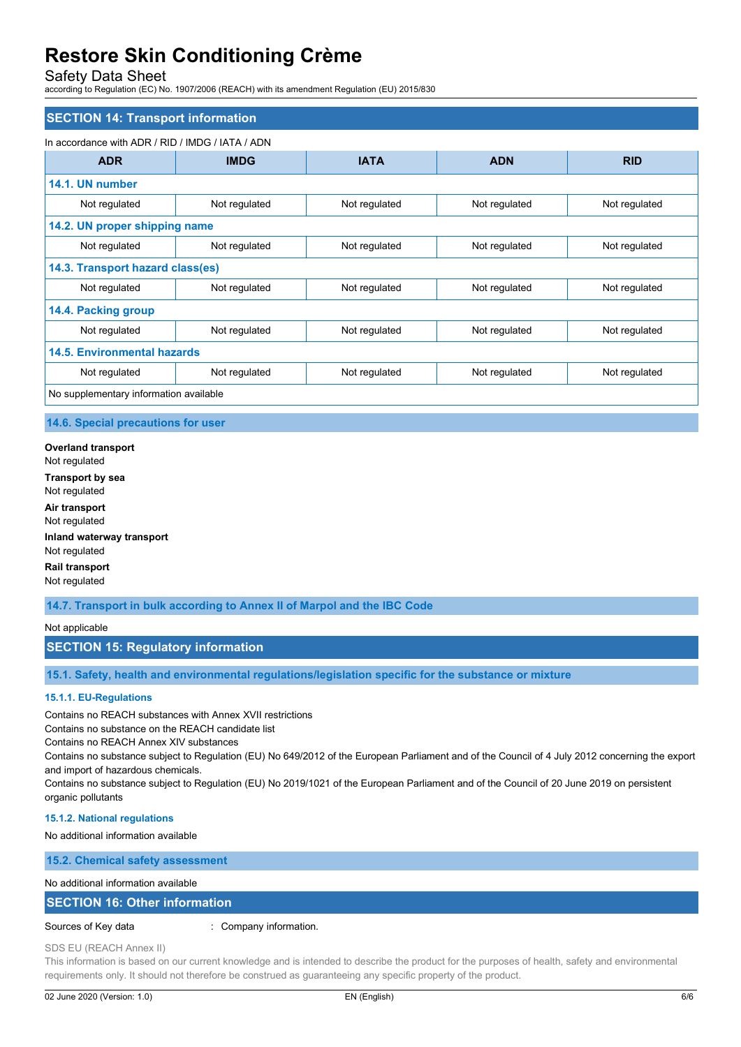## SECTION 14: Transport information

In accordance with ADR / RID / IMDG / IATA / ADN

| ADR | IMDG | IATA | ADN | RID |
|---|---|---|---|---|
| **14.1. UN number** | | | | |
| Not regulated | Not regulated | Not regulated | Not regulated | Not regulated |
| **14.2. UN proper shipping name** | | | | |
| Not regulated | Not regulated | Not regulated | Not regulated | Not regulated |
| **14.3. Transport hazard class(es)** | | | | |
| Not regulated | Not regulated | Not regulated | Not regulated | Not regulated |
| **14.4. Packing group** | | | | |
| Not regulated | Not regulated | Not regulated | Not regulated | Not regulated |
| **14.5. Environmental hazards** | | | | |
| Not regulated | Not regulated | Not regulated | Not regulated | Not regulated |
| No supplementary information available | | | | |

### 14.6. Special precautions for user

**Overland transport**
Not regulated

**Transport by sea**
Not regulated

**Air transport**
Not regulated

**Inland waterway transport**
Not regulated

**Rail transport**
Not regulated

### 14.7. Transport in bulk according to Annex II of Marpol and the IBC Code

Not applicable

## SECTION 15: Regulatory information

### 15.1. Safety, health and environmental regulations/legislation specific for the substance or mixture

#### 15.1.1. EU-Regulations

Contains no REACH substances with Annex XVII restrictions
Contains no substance on the REACH candidate list
Contains no REACH Annex XIV substances
Contains no substance subject to Regulation (EU) No 649/2012 of the European Parliament and of the Council of 4 July 2012 concerning the export and import of hazardous chemicals.
Contains no substance subject to Regulation (EU) No 2019/1021 of the European Parliament and of the Council of 20 June 2019 on persistent organic pollutants

#### 15.1.2. National regulations

No additional information available

### 15.2. Chemical safety assessment

No additional information available

## SECTION 16: Other information

Sources of Key data : Company information.

SDS EU (REACH Annex II)

This information is based on our current knowledge and is intended to describe the product for the purposes of health, safety and environmental requirements only. It should not therefore be construed as guaranteeing any specific property of the product.